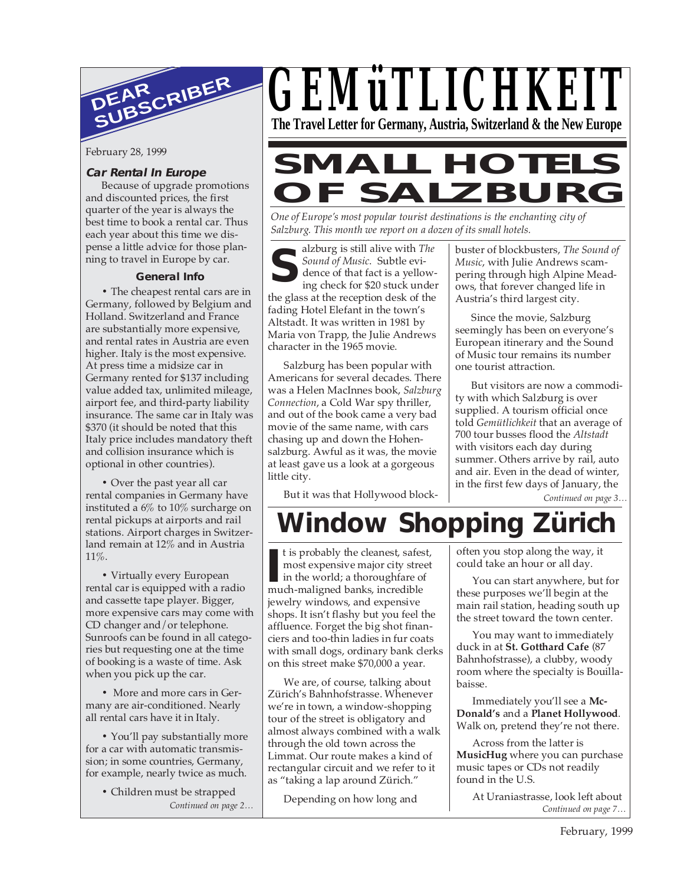# GEMüTLICHKEIT

**The Travel Letter for Germany, Austria, Switzerland & the New Europe**

## DEAR SUBSCRIBER

February 28, 1999

### Car Rental In Europe

Because of upgrade promotions and discounted prices, the first quarter of the year is always the best time to book a rental car. Thus each year about this time we dispense a little advice for those planning to travel in Europe by car.

#### General Info

• The cheapest rental cars are in Germany, followed by Belgium and Holland. Switzerland and France are substantially more expensive, and rental rates in Austria are even higher. Italy is the most expensive. At press time a midsize car in Germany rented for $137 including value added tax, unlimited mileage, airport fee, and third-party liability insurance. The same car in Italy was $370 (it should be noted that this Italy price includes mandatory theft and collision insurance which is optional in other countries).

• Over the past year all car rental companies in Germany have instituted a 6% to 10% surcharge on rental pickups at airports and rail stations. Airport charges in Switzerland remain at 12% and in Austria 11%.

• Virtually every European rental car is equipped with a radio and cassette tape player. Bigger, more expensive cars may come with CD changer and/or telephone. Sunroofs can be found in all categories but requesting one at the time of booking is a waste of time. Ask when you pick up the car.

• More and more cars in Germany are air-conditioned. Nearly all rental cars have it in Italy.

• You'll pay substantially more for a car with automatic transmission; in some countries, Germany, for example, nearly twice as much.

• Children must be strapped

*Continued on page 2…*

# SMALL HOTELS OF SALZBURG

*One of Europe's most popular tourist destinations is the enchanting city of Salzburg. This month we report on a dozen of its small hotels.*

Salzburg is still alive with *The Sound of Music*. Subtle evidence of that fact is a yellowing check for $20 stuck under the glass at the reception desk of the fading Hotel Elefant in the town's Altstadt. It was written in 1981 by Maria von Trapp, the Julie Andrews character in the 1965 movie.

Salzburg has been popular with Americans for several decades. There was a Helen MacInnes book, *Salzburg Connection*, a Cold War spy thriller, and out of the book came a very bad movie of the same name, with cars chasing up and down the Hohensalzburg. Awful as it was, the movie at least gave us a look at a gorgeous little city.

But it was that Hollywood blockbuster of blockbusters, *The Sound of Music*, with Julie Andrews scampering through high Alpine Meadows, that forever changed life in Austria's third largest city.

Since the movie, Salzburg seemingly has been on everyone's European itinerary and the Sound of Music tour remains its number one tourist attraction.

But visitors are now a commodity with which Salzburg is over supplied. A tourism official once told *Gemütlichkeit* that an average of 700 tour busses flood the *Altstadt* with visitors each day during summer. Others arrive by rail, auto and air. Even in the dead of winter, in the first few days of January, the

*Continued on page 3…*

# Window Shopping Zürich

It is probably the cleanest, safest, most expensive major city street in the world; a thoroughfare of much-maligned banks, incredible jewelry windows, and expensive shops. It isn't flashy but you feel the affluence. Forget the big shot financiers and too-thin ladies in fur coats with small dogs, ordinary bank clerks on this street make $70,000 a year.

We are, of course, talking about Zürich's Bahnhofstrasse. Whenever we're in town, a window-shopping tour of the street is obligatory and almost always combined with a walk through the old town across the Limmat. Our route makes a kind of rectangular circuit and we refer to it as "taking a lap around Zürich."

Depending on how long and often you stop along the way, it could take an hour or all day.

You can start anywhere, but for these purposes we'll begin at the main rail station, heading south up the street toward the town center.

You may want to immediately duck in at **St. Gotthard Cafe** (87 Bahnhofstrasse), a clubby, woody room where the specialty is Bouillabaisse.

Immediately you'll see a **McDonald's** and a **Planet Hollywood**. Walk on, pretend they're not there.

Across from the latter is **MusicHug** where you can purchase music tapes or CDs not readily found in the U.S.

At Uraniastrasse, look left about

*Continued on page 7…*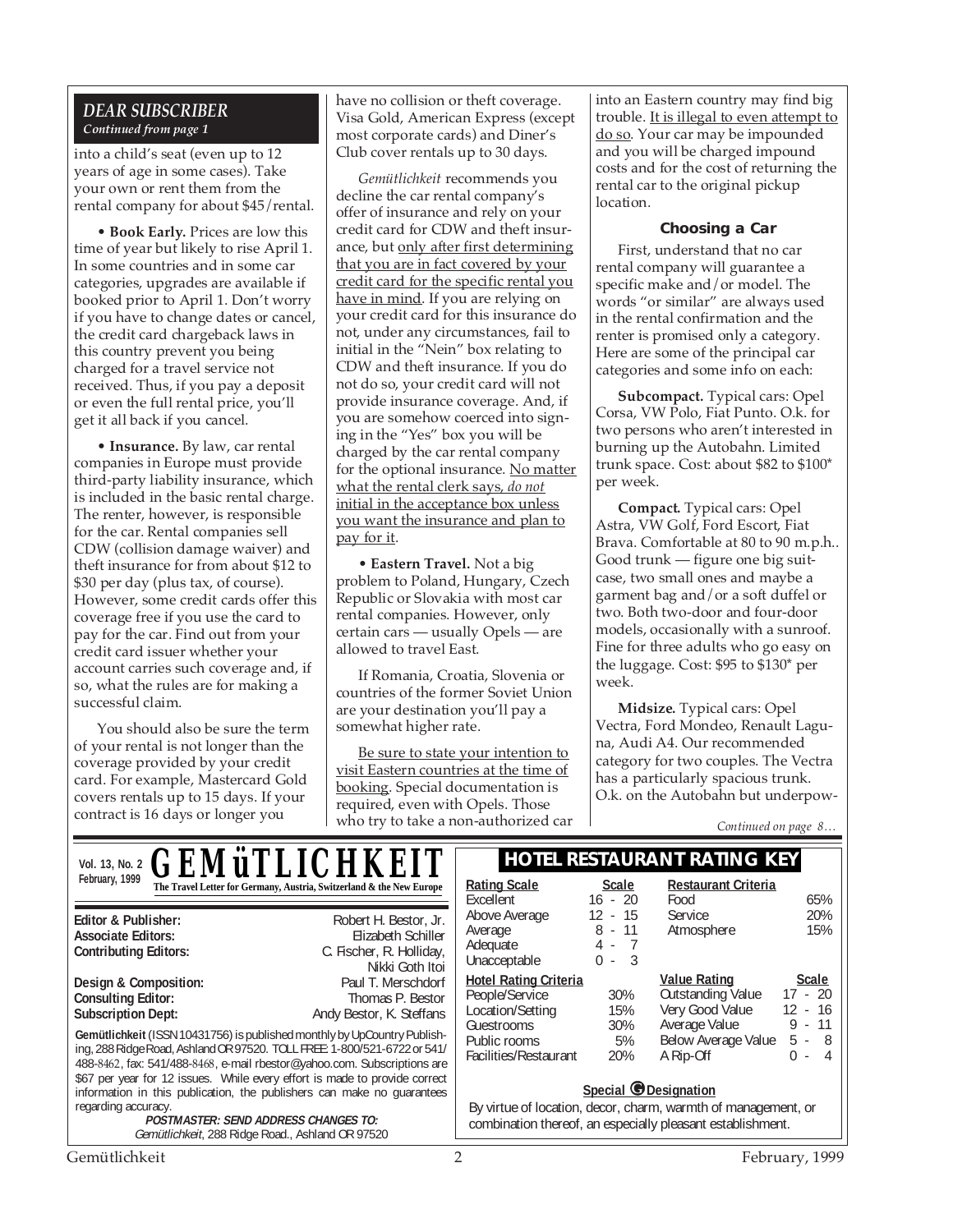## DEAR SUBSCRIBER

*Continued from page 1*

into a child's seat (even up to 12 years of age in some cases). Take your own or rent them from the rental company for about $45/rental.

• **Book Early.** Prices are low this time of year but likely to rise April 1. In some countries and in some car categories, upgrades are available if booked prior to April 1. Don't worry if you have to change dates or cancel, the credit card chargeback laws in this country prevent you being charged for a travel service not received. Thus, if you pay a deposit or even the full rental price, you'll get it all back if you cancel.

• **Insurance.** By law, car rental companies in Europe must provide third-party liability insurance, which is included in the basic rental charge. The renter, however, is responsible for the car. Rental companies sell CDW (collision damage waiver) and theft insurance for from about $12 to $30 per day (plus tax, of course). However, some credit cards offer this coverage free if you use the card to pay for the car. Find out from your credit card issuer whether your account carries such coverage and, if so, what the rules are for making a successful claim.

You should also be sure the term of your rental is not longer than the coverage provided by your credit card. For example, Mastercard Gold covers rentals up to 15 days. If your contract is 16 days or longer you have no collision or theft coverage. Visa Gold, American Express (except most corporate cards) and Diner's Club cover rentals up to 30 days.

*Gemütlichkeit* recommends you decline the car rental company's offer of insurance and rely on your credit card for CDW and theft insurance, but only after first determining that you are in fact covered by your credit card for the specific rental you have in mind. If you are relying on your credit card for this insurance do not, under any circumstances, fail to initial in the "Nein" box relating to CDW and theft insurance. If you do not do so, your credit card will not provide insurance coverage. And, if you are somehow coerced into signing in the "Yes" box you will be charged by the car rental company for the optional insurance. No matter what the rental clerk says, *do not* initial in the acceptance box unless you want the insurance and plan to pay for it.

• **Eastern Travel.** Not a big problem to Poland, Hungary, Czech Republic or Slovakia with most car rental companies. However, only certain cars — usually Opels — are allowed to travel East.

If Romania, Croatia, Slovenia or countries of the former Soviet Union are your destination you'll pay a somewhat higher rate.

Be sure to state your intention to visit Eastern countries at the time of booking. Special documentation is required, even with Opels. Those who try to take a non-authorized car into an Eastern country may find big trouble. It is illegal to even attempt to do so. Your car may be impounded and you will be charged impound costs and for the cost of returning the rental car to the original pickup location.

### Choosing a Car

First, understand that no car rental company will guarantee a specific make and/or model. The words "or similar" are always used in the rental confirmation and the renter is promised only a category. Here are some of the principal car categories and some info on each:

**Subcompact.** Typical cars: Opel Corsa, VW Polo, Fiat Punto. O.k. for two persons who aren't interested in burning up the Autobahn. Limited trunk space. Cost: about $82 to $100* per week.

**Compact.** Typical cars: Opel Astra, VW Golf, Ford Escort, Fiat Brava. Comfortable at 80 to 90 m.p.h.. Good trunk — figure one big suitcase, two small ones and maybe a garment bag and/or a soft duffel or two. Both two-door and four-door models, occasionally with a sunroof. Fine for three adults who go easy on the luggage. Cost: $95 to $130* per week.

**Midsize.** Typical cars: Opel Vectra, Ford Mondeo, Renault Laguna, Audi A4. Our recommended category for two couples. The Vectra has a particularly spacious trunk. O.k. on the Autobahn but underpow-

*Continued on page 8…*

---

**GEMüTLICHKEIT** — The Travel Letter for Germany, Austria, Switzerland & the New Europe

Vol. 13, No. 2, February, 1999

| | |
|---|---|
| **Editor & Publisher:** | Robert H. Bestor, Jr. |
| **Associate Editors:** | Elizabeth Schiller |
| **Contributing Editors:** | C. Fischer, R. Holliday, Nikki Goth Itoi |
| **Design & Composition:** | Paul T. Merschdorf |
| **Consulting Editor:** | Thomas P. Bestor |
| **Subscription Dept:** | Andy Bestor, K. Steffans |

**Gemütlichkeit** (ISSN 10431756) is published monthly by UpCountry Publishing, 288 Ridge Road, Ashland OR 97520. TOLL FREE: 1-800/521-6722 or 541/488-8462, fax: 541/488-8468, e-mail rbestor@yahoo.com. Subscriptions are $67 per year for 12 issues. While every effort is made to provide correct information in this publication, the publishers can make no guarantees regarding accuracy.

***POSTMASTER: SEND ADDRESS CHANGES TO:***
*Gemütlichkeit*, 288 Ridge Road., Ashland OR 97520

## HOTEL RESTAURANT RATING KEY

| Rating Scale | Scale |
|---|---|
| Excellent | 16 - 20 |
| Above Average | 12 - 15 |
| Average | 8 - 11 |
| Adequate | 4 - 7 |
| Unacceptable | 0 - 3 |

| Restaurant Criteria | |
|---|---|
| Food | 65% |
| Service | 20% |
| Atmosphere | 15% |

| Hotel Rating Criteria | |
|---|---|
| People/Service | 30% |
| Location/Setting | 15% |
| Guestrooms | 30% |
| Public rooms | 5% |
| Facilities/Restaurant | 20% |

| Value Rating | Scale |
|---|---|
| Outstanding Value | 17 - 20 |
| Very Good Value | 12 - 16 |
| Average Value | 9 - 11 |
| Below Average Value | 5 - 8 |
| A Rip-Off | 0 - 4 |

**Special G Designation**

By virtue of location, decor, charm, warmth of management, or combination thereof, an especially pleasant establishment.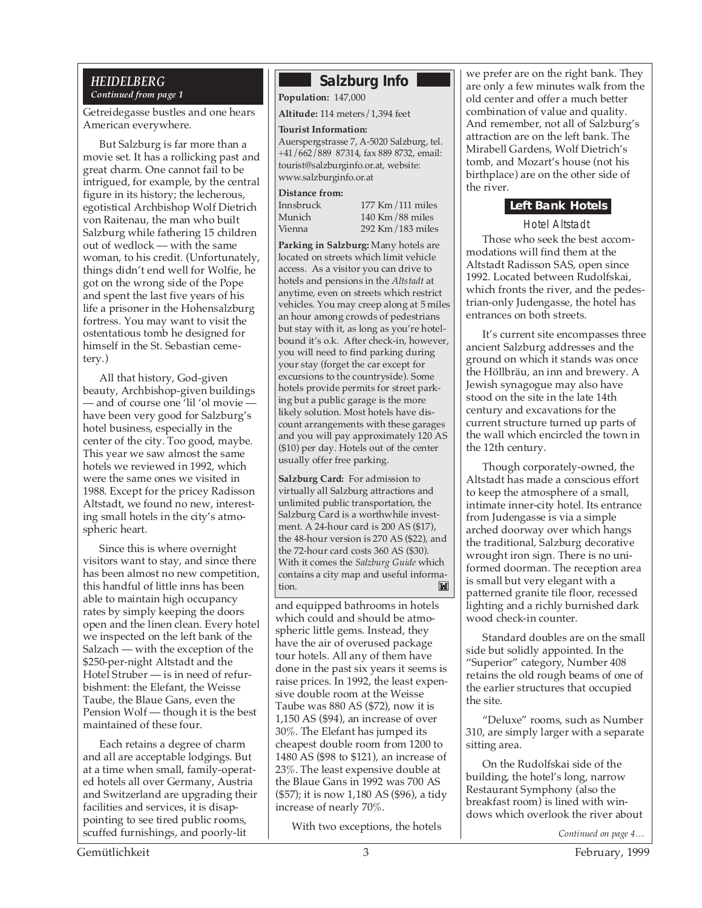*HEIDELBERG*
*Continued from page 1*

Getreidegasse bustles and one hears American everywhere.

But Salzburg is far more than a movie set. It has a rollicking past and great charm. One cannot fail to be intrigued, for example, by the central figure in its history; the lecherous, egotistical Archbishop Wolf Dietrich von Raitenau, the man who built Salzburg while fathering 15 children out of wedlock — with the same woman, to his credit. (Unfortunately, things didn't end well for Wolfie, he got on the wrong side of the Pope and spent the last five years of his life a prisoner in the Hohensalzburg fortress. You may want to visit the ostentatious tomb he designed for himself in the St. Sebastian cemetery.)

All that history, God-given beauty, Archbishop-given buildings — and of course one 'lil 'ol movie — have been very good for Salzburg's hotel business, especially in the center of the city. Too good, maybe. This year we saw almost the same hotels we reviewed in 1992, which were the same ones we visited in 1988. Except for the pricey Radisson Altstadt, we found no new, interesting small hotels in the city's atmospheric heart.

Since this is where overnight visitors want to stay, and since there has been almost no new competition, this handful of little inns has been able to maintain high occupancy rates by simply keeping the doors open and the linen clean. Every hotel we inspected on the left bank of the Salzach — with the exception of the $250-per-night Altstadt and the Hotel Struber — is in need of refurbishment: the Elefant, the Weisse Taube, the Blaue Gans, even the Pension Wolf — though it is the best maintained of these four.

Each retains a degree of charm and all are acceptable lodgings. But at a time when small, family-operated hotels all over Germany, Austria and Switzerland are upgrading their facilities and services, it is disappointing to see tired public rooms, scuffed furnishings, and poorly-lit and equipped bathrooms in hotels which could and should be atmospheric little gems. Instead, they have the air of overused package tour hotels. All any of them have done in the past six years it seems is raise prices. In 1992, the least expensive double room at the Weisse Taube was 880 AS ($72), now it is 1,150 AS ($94), an increase of over 30%. The Elefant has jumped its cheapest double room from 1200 to 1480 AS ($98 to $121), an increase of 23%. The least expensive double at the Blaue Gans in 1992 was 700 AS ($57); it is now 1,180 AS ($96), a tidy increase of nearly 70%.

With two exceptions, the hotels we prefer are on the right bank. They are only a few minutes walk from the old center and offer a much better combination of value and quality. And remember, not all of Salzburg's attraction are on the left bank. The Mirabell Gardens, Wolf Dietrich's tomb, and Mozart's house (not his birthplace) are on the other side of the river.

## Salzburg Info

**Population:** 147,000

**Altitude:** 114 meters/1,394 feet

**Tourist Information:**
Auerspergstrasse 7, A-5020 Salzburg, tel. +41/662/889 87314, fax 889 8732, email: tourist@salzburginfo.or.at, website: www.salzburginfo.or.at

**Distance from:**

| | |
|---|---|
| Innsbruck | 177 Km/111 miles |
| Munich | 140 Km/88 miles |
| Vienna | 292 Km/183 miles |

**Parking in Salzburg:** Many hotels are located on streets which limit vehicle access. As a visitor you can drive to hotels and pensions in the *Altstadt* at anytime, even on streets which restrict vehicles. You may creep along at 5 miles an hour among crowds of pedestrians but stay with it, as long as you're hotel-bound it's o.k. After check-in, however, you will need to find parking during your stay (forget the car except for excursions to the countryside). Some hotels provide permits for street parking but a public garage is the more likely solution. Most hotels have discount arrangements with these garages and you will pay approximately 120 AS ($10) per day. Hotels out of the center usually offer free parking.

**Salzburg Card:** For admission to virtually all Salzburg attractions and unlimited public transportation, the Salzburg Card is a worthwhile investment. A 24-hour card is 200 AS ($17), the 48-hour version is 270 AS ($22), and the 72-hour card costs 360 AS ($30). With it comes the *Salzburg Guide* which contains a city map and useful information.

## Left Bank Hotels

### Hotel Altstadt

Those who seek the best accommodations will find them at the Altstadt Radisson SAS, open since 1992. Located between Rudolfskai, which fronts the river, and the pedestrian-only Judengasse, the hotel has entrances on both streets.

It's current site encompasses three ancient Salzburg addresses and the ground on which it stands was once the Höllbräu, an inn and brewery. A Jewish synagogue may also have stood on the site in the late 14th century and excavations for the current structure turned up parts of the wall which encircled the town in the 12th century.

Though corporately-owned, the Altstadt has made a conscious effort to keep the atmosphere of a small, intimate inner-city hotel. Its entrance from Judengasse is via a simple arched doorway over which hangs the traditional, Salzburg decorative wrought iron sign. There is no uniformed doorman. The reception area is small but very elegant with a patterned granite tile floor, recessed lighting and a richly burnished dark wood check-in counter.

Standard doubles are on the small side but solidly appointed. In the "Superior" category, Number 408 retains the old rough beams of one of the earlier structures that occupied the site.

"Deluxe" rooms, such as Number 310, are simply larger with a separate sitting area.

On the Rudolfskai side of the building, the hotel's long, narrow Restaurant Symphony (also the breakfast room) is lined with windows which overlook the river about

*Continued on page 4…*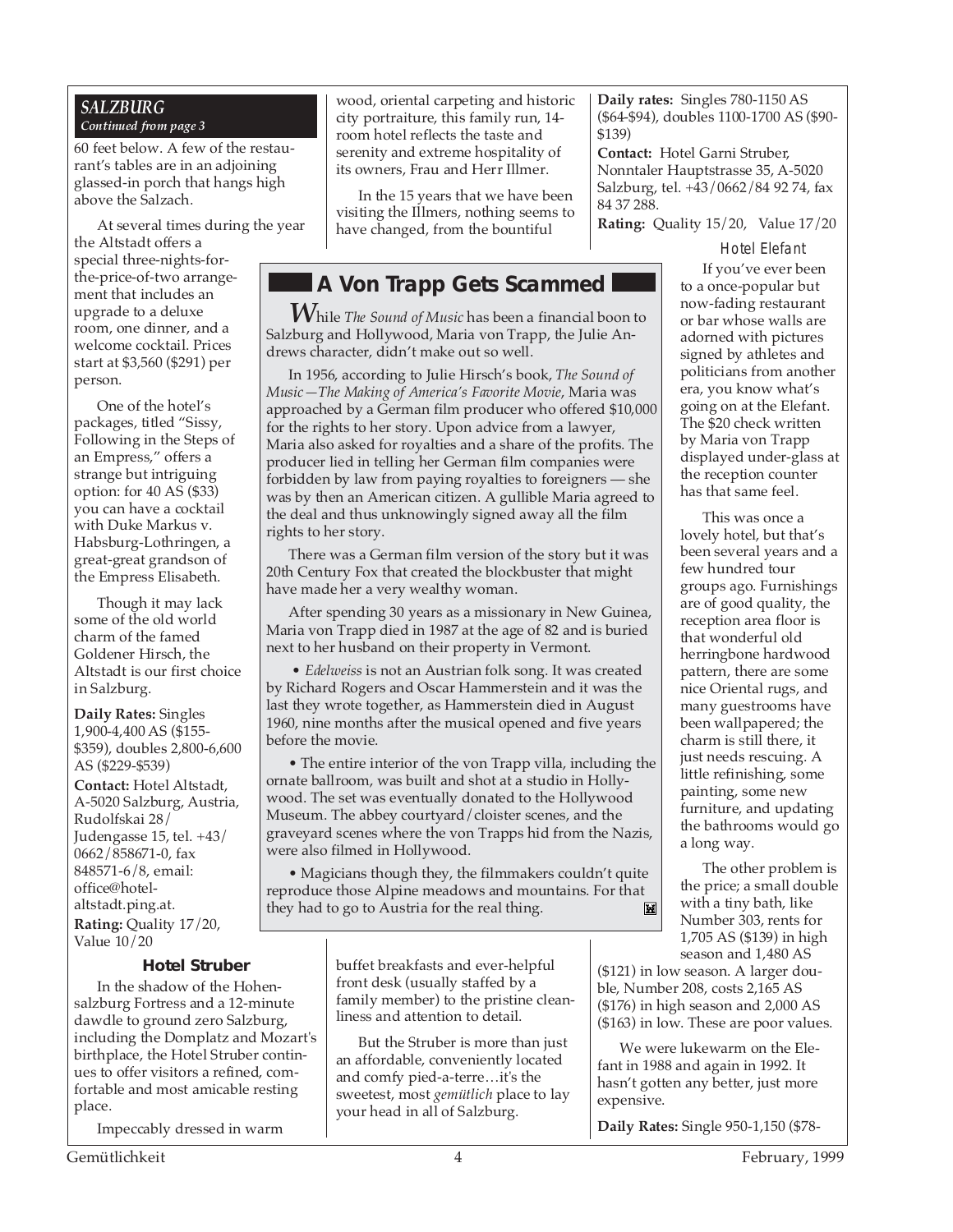*SALZBURG*
*Continued from page 3*

60 feet below. A few of the restaurant's tables are in an adjoining glassed-in porch that hangs high above the Salzach.

At several times during the year the Altstadt offers a special three-nights-for-the-price-of-two arrangement that includes an upgrade to a deluxe room, one dinner, and a welcome cocktail. Prices start at $3,560 ($291) per person.

One of the hotel's packages, titled "Sissy, Following in the Steps of an Empress," offers a strange but intriguing option: for 40 AS ($33) you can have a cocktail with Duke Markus v. Habsburg-Lothringen, a great-great grandson of the Empress Elisabeth.

Though it may lack some of the old world charm of the famed Goldener Hirsch, the Altstadt is our first choice in Salzburg.

**Daily Rates:** Singles 1,900-4,400 AS ($155-$359), doubles 2,800-6,600 AS ($229-$539)

**Contact:** Hotel Altstadt, A-5020 Salzburg, Austria, Rudolfskai 28/ Judengasse 15, tel. +43/ 0662/858671-0, fax 848571-6/8, email: office@hotel-altstadt.ping.at.

**Rating:** Quality 17/20, Value 10/20

### Hotel Struber

In the shadow of the Hohensalzburg Fortress and a 12-minute dawdle to ground zero Salzburg, including the Domplatz and Mozart's birthplace, the Hotel Struber continues to offer visitors a refined, comfortable and most amicable resting place.

Impeccably dressed in warm wood, oriental carpeting and historic city portraiture, this family run, 14-room hotel reflects the taste and serenity and extreme hospitality of its owners, Frau and Herr Illmer.

In the 15 years that we have been visiting the Illmers, nothing seems to have changed, from the bountiful buffet breakfasts and ever-helpful front desk (usually staffed by a family member) to the pristine cleanliness and attention to detail.

But the Struber is more than just an affordable, conveniently located and comfy pied-a-terre…it's the sweetest, most *gemütlich* place to lay your head in all of Salzburg.

**Daily rates:** Singles 780-1150 AS ($64-$94), doubles 1100-1700 AS ($90-$139)

**Contact:** Hotel Garni Struber, Nonntaler Hauptstrasse 35, A-5020 Salzburg, tel. +43/0662/84 92 74, fax 84 37 288.

**Rating:** Quality 15/20, Value 17/20

## A Von Trapp Gets Scammed

While *The Sound of Music* has been a financial boon to Salzburg and Hollywood, Maria von Trapp, the Julie Andrews character, didn't make out so well.

In 1956, according to Julie Hirsch's book, *The Sound of Music—The Making of America's Favorite Movie*, Maria was approached by a German film producer who offered $10,000 for the rights to her story. Upon advice from a lawyer, Maria also asked for royalties and a share of the profits. The producer lied in telling her German film companies were forbidden by law from paying royalties to foreigners — she was by then an American citizen. A gullible Maria agreed to the deal and thus unknowingly signed away all the film rights to her story.

There was a German film version of the story but it was 20th Century Fox that created the blockbuster that might have made her a very wealthy woman.

After spending 30 years as a missionary in New Guinea, Maria von Trapp died in 1987 at the age of 82 and is buried next to her husband on their property in Vermont.

• *Edelweiss* is not an Austrian folk song. It was created by Richard Rogers and Oscar Hammerstein and it was the last they wrote together, as Hammerstein died in August 1960, nine months after the musical opened and five years before the movie.

• The entire interior of the von Trapp villa, including the ornate ballroom, was built and shot at a studio in Hollywood. The set was eventually donated to the Hollywood Museum. The abbey courtyard/cloister scenes, and the graveyard scenes where the von Trapps hid from the Nazis, were also filmed in Hollywood.

• Magicians though they, the filmmakers couldn't quite reproduce those Alpine meadows and mountains. For that they had to go to Austria for the real thing.

### Hotel Elefant

If you've ever been to a once-popular but now-fading restaurant or bar whose walls are adorned with pictures signed by athletes and politicians from another era, you know what's going on at the Elefant. The $20 check written by Maria von Trapp displayed under-glass at the reception counter has that same feel.

This was once a lovely hotel, but that's been several years and a few hundred tour groups ago. Furnishings are of good quality, the reception area floor is that wonderful old herringbone hardwood pattern, there are some nice Oriental rugs, and many guestrooms have been wallpapered; the charm is still there, it just needs rescuing. A little refinishing, some painting, some new furniture, and updating the bathrooms would go a long way.

The other problem is the price; a small double with a tiny bath, like Number 303, rents for 1,705 AS ($139) in high season and 1,480 AS ($121) in low season. A larger double, Number 208, costs 2,165 AS ($176) in high season and 2,000 AS ($163) in low. These are poor values.

We were lukewarm on the Elefant in 1988 and again in 1992. It hasn't gotten any better, just more expensive.

**Daily Rates:** Single 950-1,150 ($78-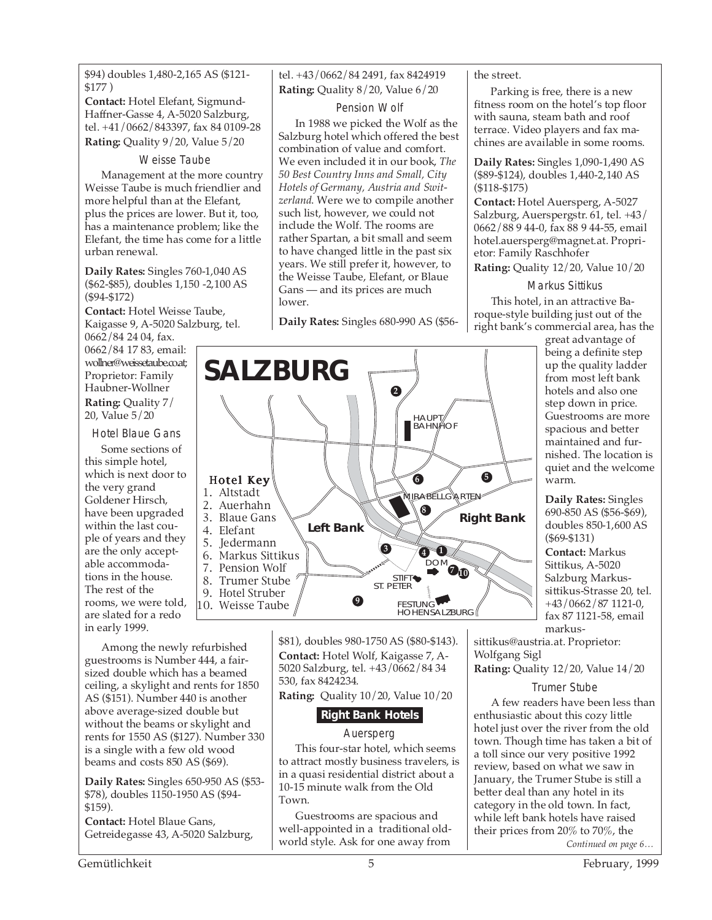$94) doubles 1,480-2,165 AS ($121-$177 )

**Contact:** Hotel Elefant, Sigmund-Haffner-Gasse 4, A-5020 Salzburg, tel. +41/0662/843397, fax 84 0109-28

**Rating:** Quality 9/20, Value 5/20

### Weisse Taube

Management at the more country Weisse Taube is much friendlier and more helpful than at the Elefant, plus the prices are lower. But it, too, has a maintenance problem; like the Elefant, the time has come for a little urban renewal.

**Daily Rates:** Singles 760-1,040 AS ($62-$85), doubles 1,150 -2,100 AS ($94-$172)

**Contact:** Hotel Weisse Taube, Kaigasse 9, A-5020 Salzburg, tel. 0662/84 24 04, fax. 0662/84 17 83, email: wollner@weissetaube.co.at; Proprietor: Family Haubner-Wollner

**Rating:** Quality 7/20, Value 5/20

### Hotel Blaue Gans

Some sections of this simple hotel, which is next door to the very grand Goldener Hirsch, have been upgraded within the last couple of years and they are the only acceptable accommodations in the house. The rest of the rooms, we were told, are slated for a redo in early 1999.

Among the newly refurbished guestrooms is Number 444, a fair-sized double which has a beamed ceiling, a skylight and rents for 1850 AS ($151). Number 440 is another above average-sized double but without the beams or skylight and rents for 1550 AS ($127). Number 330 is a single with a few old wood beams and costs 850 AS ($69).

**Daily Rates:** Singles 650-950 AS ($53-$78), doubles 1150-1950 AS ($94-$159).

**Contact:** Hotel Blaue Gans, Getreidegasse 43, A-5020 Salzburg, tel. +43/0662/84 2491, fax 8424919

**Rating:** Quality 8/20, Value 6/20

### Pension Wolf

In 1988 we picked the Wolf as the Salzburg hotel which offered the best combination of value and comfort. We even included it in our book, *The 50 Best Country Inns and Small, City Hotels of Germany, Austria and Switzerland*. Were we to compile another such list, however, we could not include the Wolf. The rooms are rather Spartan, a bit small and seem to have changed little in the past six years. We still prefer it, however, to the Weisse Taube, Elefant, or Blaue Gans — and its prices are much lower.

**Daily Rates:** Singles 680-990 AS ($56-$81), doubles 980-1750 AS ($80-$143).

**Contact:** Hotel Wolf, Kaigasse 7, A-5020 Salzburg, tel. +43/0662/84 34 530, fax 8424234.

**Rating:** Quality 10/20, Value 10/20

**SALZBURG**

**Hotel Key**
1. Altstadt
2. Auerhahn
3. Blaue Gans
4. Elefant
5. Jedermann
6. Markus Sittikus
7. Pension Wolf
8. Trumer Stube
9. Hotel Struber
10. Weisse Taube

## Right Bank Hotels

### Auersperg

This four-star hotel, which seems to attract mostly business travelers, is in a quasi residential district about a 10-15 minute walk from the Old Town.

Guestrooms are spacious and well-appointed in a traditional old-world style. Ask for one away from the street.

Parking is free, there is a new fitness room on the hotel's top floor with sauna, steam bath and roof terrace. Video players and fax machines are available in some rooms.

**Daily Rates:** Singles 1,090-1,490 AS ($89-$124), doubles 1,440-2,140 AS ($118-$175)

**Contact:** Hotel Auersperg, A-5027 Salzburg, Auerspergstr. 61, tel. +43/0662/88 9 44-0, fax 88 9 44-55, email hotel.auersperg@magnet.at. Proprietor: Family Raschhofer

**Rating:** Quality 12/20, Value 10/20

### Markus Sittikus

This hotel, in an attractive Baroque-style building just out of the right bank's commercial area, has the great advantage of being a definite step up the quality ladder from most left bank hotels and also one step down in price. Guestrooms are more spacious and better maintained and furnished. The location is quiet and the welcome warm.

**Daily Rates:** Singles 690-850 AS ($56-$69), doubles 850-1,600 AS ($69-$131)

**Contact:** Markus Sittikus, A-5020 Salzburg Markus-sittikus-Strasse 20, tel. +43/0662/87 1121-0, fax 87 1121-58, email markus-sittikus@austria.at. Proprietor: Wolfgang Sigl

**Rating:** Quality 12/20, Value 14/20

### Trumer Stube

A few readers have been less than enthusiastic about this cozy little hotel just over the river from the old town. Though time has taken a bit of a toll since our very positive 1992 review, based on what we saw in January, the Trumer Stube is still a better deal than any hotel in its category in the old town. In fact, while left bank hotels have raised their prices from 20% to 70%, the

*Continued on page 6…*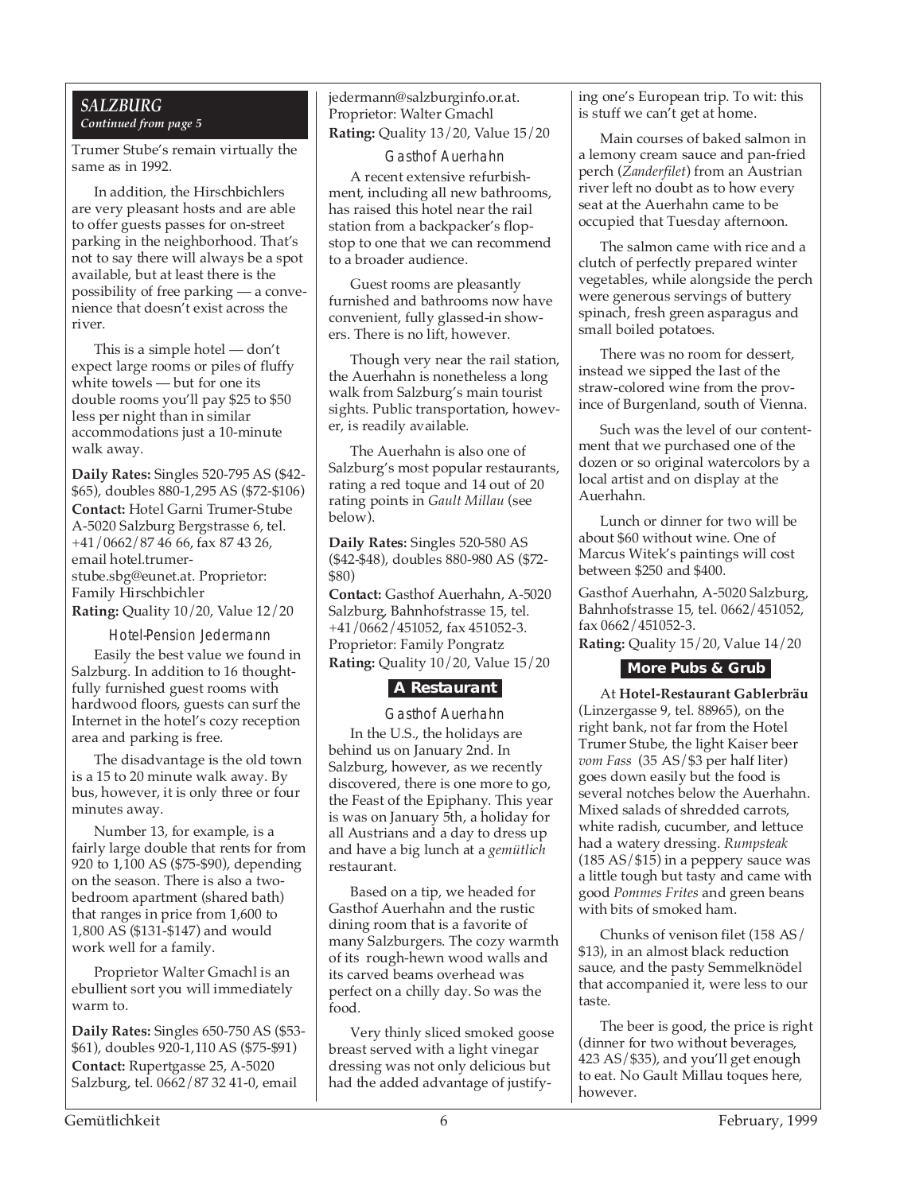## SALZBURG

*Continued from page 5*

Trumer Stube's remain virtually the same as in 1992.

In addition, the Hirschbichlers are very pleasant hosts and are able to offer guests passes for on-street parking in the neighborhood. That's not to say there will always be a spot available, but at least there is the possibility of free parking — a convenience that doesn't exist across the river.

This is a simple hotel — don't expect large rooms or piles of fluffy white towels — but for one its double rooms you'll pay $25 to $50 less per night than in similar accommodations just a 10-minute walk away.

**Daily Rates:** Singles 520-795 AS ($42-$65), doubles 880-1,295 AS ($72-$106)
**Contact:** Hotel Garni Trumer-Stube A-5020 Salzburg Bergstrasse 6, tel. +41/0662/87 46 66, fax 87 43 26, email hotel.trumer-stube.sbg@eunet.at. Proprietor: Family Hirschbichler
**Rating:** Quality 10/20, Value 12/20

### Hotel-Pension Jedermann

Easily the best value we found in Salzburg. In addition to 16 thoughtfully furnished guest rooms with hardwood floors, guests can surf the Internet in the hotel's cozy reception area and parking is free.

The disadvantage is the old town is a 15 to 20 minute walk away. By bus, however, it is only three or four minutes away.

Number 13, for example, is a fairly large double that rents for from 920 to 1,100 AS ($75-$90), depending on the season. There is also a two-bedroom apartment (shared bath) that ranges in price from 1,600 to 1,800 AS ($131-$147) and would work well for a family.

Proprietor Walter Gmachl is an ebullient sort you will immediately warm to.

**Daily Rates:** Singles 650-750 AS ($53-$61), doubles 920-1,110 AS ($75-$91)
**Contact:** Rupertgasse 25, A-5020 Salzburg, tel. 0662/87 32 41-0, email jedermann@salzburginfo.or.at. Proprietor: Walter Gmachl
**Rating:** Quality 13/20, Value 15/20

### Gasthof Auerhahn

A recent extensive refurbishment, including all new bathrooms, has raised this hotel near the rail station from a backpacker's flop-stop to one that we can recommend to a broader audience.

Guest rooms are pleasantly furnished and bathrooms now have convenient, fully glassed-in showers. There is no lift, however.

Though very near the rail station, the Auerhahn is nonetheless a long walk from Salzburg's main tourist sights. Public transportation, however, is readily available.

The Auerhahn is also one of Salzburg's most popular restaurants, rating a red toque and 14 out of 20 rating points in *Gault Millau* (see below).

**Daily Rates:** Singles 520-580 AS ($42-$48), doubles 880-980 AS ($72-$80)
**Contact:** Gasthof Auerhahn, A-5020 Salzburg, Bahnhofstrasse 15, tel. +41/0662/451052, fax 451052-3. Proprietor: Family Pongratz
**Rating:** Quality 10/20, Value 15/20

## A Restaurant

### Gasthof Auerhahn

In the U.S., the holidays are behind us on January 2nd. In Salzburg, however, as we recently discovered, there is one more to go, the Feast of the Epiphany. This year is was on January 5th, a holiday for all Austrians and a day to dress up and have a big lunch at a *gemütlich* restaurant.

Based on a tip, we headed for Gasthof Auerhahn and the rustic dining room that is a favorite of many Salzburgers. The cozy warmth of its rough-hewn wood walls and its carved beams overhead was perfect on a chilly day. So was the food.

Very thinly sliced smoked goose breast served with a light vinegar dressing was not only delicious but had the added advantage of justifying one's European trip. To wit: this is stuff we can't get at home.

Main courses of baked salmon in a lemony cream sauce and pan-fried perch (*Zanderfilet*) from an Austrian river left no doubt as to how every seat at the Auerhahn came to be occupied that Tuesday afternoon.

The salmon came with rice and a clutch of perfectly prepared winter vegetables, while alongside the perch were generous servings of buttery spinach, fresh green asparagus and small boiled potatoes.

There was no room for dessert, instead we sipped the last of the straw-colored wine from the province of Burgenland, south of Vienna.

Such was the level of our contentment that we purchased one of the dozen or so original watercolors by a local artist and on display at the Auerhahn.

Lunch or dinner for two will be about $60 without wine. One of Marcus Witek's paintings will cost between $250 and $400.

Gasthof Auerhahn, A-5020 Salzburg, Bahnhofstrasse 15, tel. 0662/451052, fax 0662/451052-3.
**Rating:** Quality 15/20, Value 14/20

## More Pubs & Grub

At **Hotel-Restaurant Gablerbräu** (Linzergasse 9, tel. 88965), on the right bank, not far from the Hotel Trumer Stube, the light Kaiser beer *vom Fass* (35 AS/$3 per half liter) goes down easily but the food is several notches below the Auerhahn. Mixed salads of shredded carrots, white radish, cucumber, and lettuce had a watery dressing. *Rumpsteak* (185 AS/$15) in a peppery sauce was a little tough but tasty and came with good *Pommes Frites* and green beans with bits of smoked ham.

Chunks of venison filet (158 AS/$13), in an almost black reduction sauce, and the pasty Semmelknödel that accompanied it, were less to our taste.

The beer is good, the price is right (dinner for two without beverages, 423 AS/$35), and you'll get enough to eat. No Gault Millau toques here, however.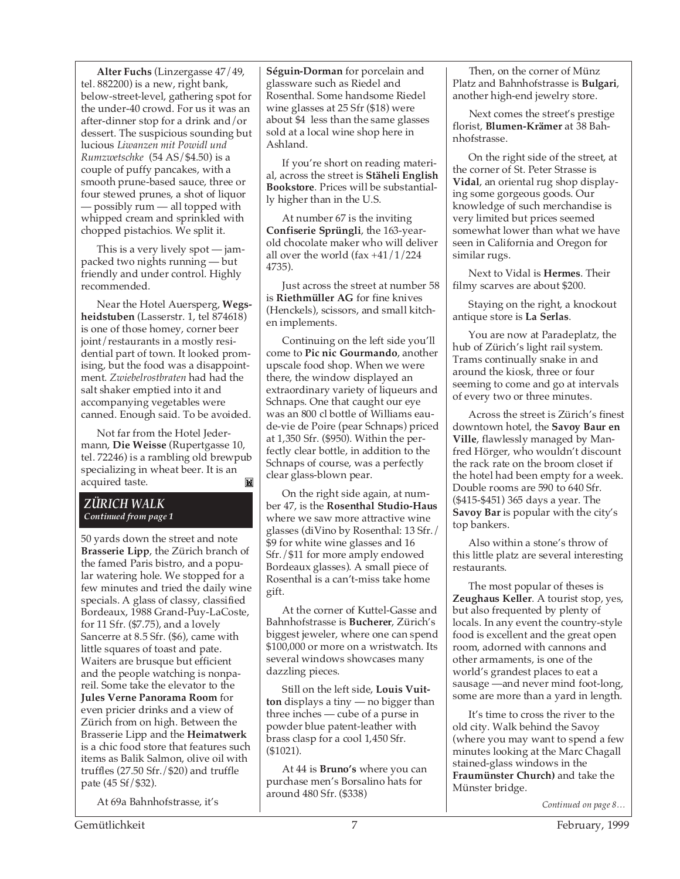**Alter Fuchs** (Linzergasse 47/49, tel. 882200) is a new, right bank, below-street-level, gathering spot for the under-40 crowd. For us it was an after-dinner stop for a drink and/or dessert. The suspicious sounding but lucious *Liwanzen mit Powidl und Rumzwetschke* (54 AS/$4.50) is a couple of puffy pancakes, with a smooth prune-based sauce, three or four stewed prunes, a shot of liquor — possibly rum — all topped with whipped cream and sprinkled with chopped pistachios. We split it.

This is a very lively spot — jam-packed two nights running — but friendly and under control. Highly recommended.

Near the Hotel Auersperg, **Wegsheidstuben** (Lasserstr. 1, tel 874618) is one of those homey, corner beer joint/restaurants in a mostly residential part of town. It looked promising, but the food was a disappointment. *Zwiebelrostbraten* had had the salt shaker emptied into it and accompanying vegetables were canned. Enough said. To be avoided.

Not far from the Hotel Jedermann, **Die Weisse** (Rupertgasse 10, tel. 72246) is a rambling old brewpub specializing in wheat beer. It is an acquired taste.

## *ZÜRICH WALK*

*Continued from page 1*

50 yards down the street and note **Brasserie Lipp**, the Zürich branch of the famed Paris bistro, and a popular watering hole. We stopped for a few minutes and tried the daily wine specials. A glass of classy, classified Bordeaux, 1988 Grand-Puy-LaCoste, for 11 Sfr. ($7.75), and a lovely Sancerre at 8.5 Sfr. ($6), came with little squares of toast and pate. Waiters are brusque but efficient and the people watching is nonpareil. Some take the elevator to the **Jules Verne Panorama Room** for even pricier drinks and a view of Zürich from on high. Between the Brasserie Lipp and the **Heimatwerk** is a chic food store that features such items as Balik Salmon, olive oil with truffles (27.50 Sfr./$20) and truffle pate (45 Sf/$32).

At 69a Bahnhofstrasse, it's **Séguin-Dorman** for porcelain and glassware such as Riedel and Rosenthal. Some handsome Riedel wine glasses at 25 Sfr ($18) were about $4 less than the same glasses sold at a local wine shop here in Ashland.

If you're short on reading material, across the street is **Stäheli English Bookstore**. Prices will be substantially higher than in the U.S.

At number 67 is the inviting **Confiserie Sprüngli**, the 163-year-old chocolate maker who will deliver all over the world (fax +41/1/224 4735).

Just across the street at number 58 is **Riethmüller AG** for fine knives (Henckels), scissors, and small kitchen implements.

Continuing on the left side you'll come to **Pic nic Gourmando**, another upscale food shop. When we were there, the window displayed an extraordinary variety of liqueurs and Schnaps. One that caught our eye was an 800 cl bottle of Williams eau-de-vie de Poire (pear Schnaps) priced at 1,350 Sfr. ($950). Within the perfectly clear bottle, in addition to the Schnaps of course, was a perfectly clear glass-blown pear.

On the right side again, at number 47, is the **Rosenthal Studio-Haus** where we saw more attractive wine glasses (diVino by Rosenthal: 13 Sfr./$9 for white wine glasses and 16 Sfr./$11 for more amply endowed Bordeaux glasses). A small piece of Rosenthal is a can't-miss take home gift.

At the corner of Kuttel-Gasse and Bahnhofstrasse is **Bucherer**, Zürich's biggest jeweler, where one can spend $100,000 or more on a wristwatch. Its several windows showcases many dazzling pieces.

Still on the left side, **Louis Vuitton** displays a tiny — no bigger than three inches — cube of a purse in powder blue patent-leather with brass clasp for a cool 1,450 Sfr. ($1021).

At 44 is **Bruno's** where you can purchase men's Borsalino hats for around 480 Sfr. ($338)

Then, on the corner of Münz Platz and Bahnhofstrasse is **Bulgari**, another high-end jewelry store.

Next comes the street's prestige florist, **Blumen-Krämer** at 38 Bahnhofstrasse.

On the right side of the street, at the corner of St. Peter Strasse is **Vidal**, an oriental rug shop displaying some gorgeous goods. Our knowledge of such merchandise is very limited but prices seemed somewhat lower than what we have seen in California and Oregon for similar rugs.

Next to Vidal is **Hermes**. Their filmy scarves are about $200.

Staying on the right, a knockout antique store is **La Serlas**.

You are now at Paradeplatz, the hub of Zürich's light rail system. Trams continually snake in and around the kiosk, three or four seeming to come and go at intervals of every two or three minutes.

Across the street is Zürich's finest downtown hotel, the **Savoy Baur en Ville**, flawlessly managed by Manfred Hörger, who wouldn't discount the rack rate on the broom closet if the hotel had been empty for a week. Double rooms are 590 to 640 Sfr. ($415-$451) 365 days a year. The **Savoy Bar** is popular with the city's top bankers.

Also within a stone's throw of this little platz are several interesting restaurants.

The most popular of theses is **Zeughaus Keller**. A tourist stop, yes, but also frequented by plenty of locals. In any event the country-style food is excellent and the great open room, adorned with cannons and other armaments, is one of the world's grandest places to eat a sausage —and never mind foot-long, some are more than a yard in length.

It's time to cross the river to the old city. Walk behind the Savoy (where you may want to spend a few minutes looking at the Marc Chagall stained-glass windows in the **Fraumünster Church)** and take the Münster bridge.

*Continued on page 8…*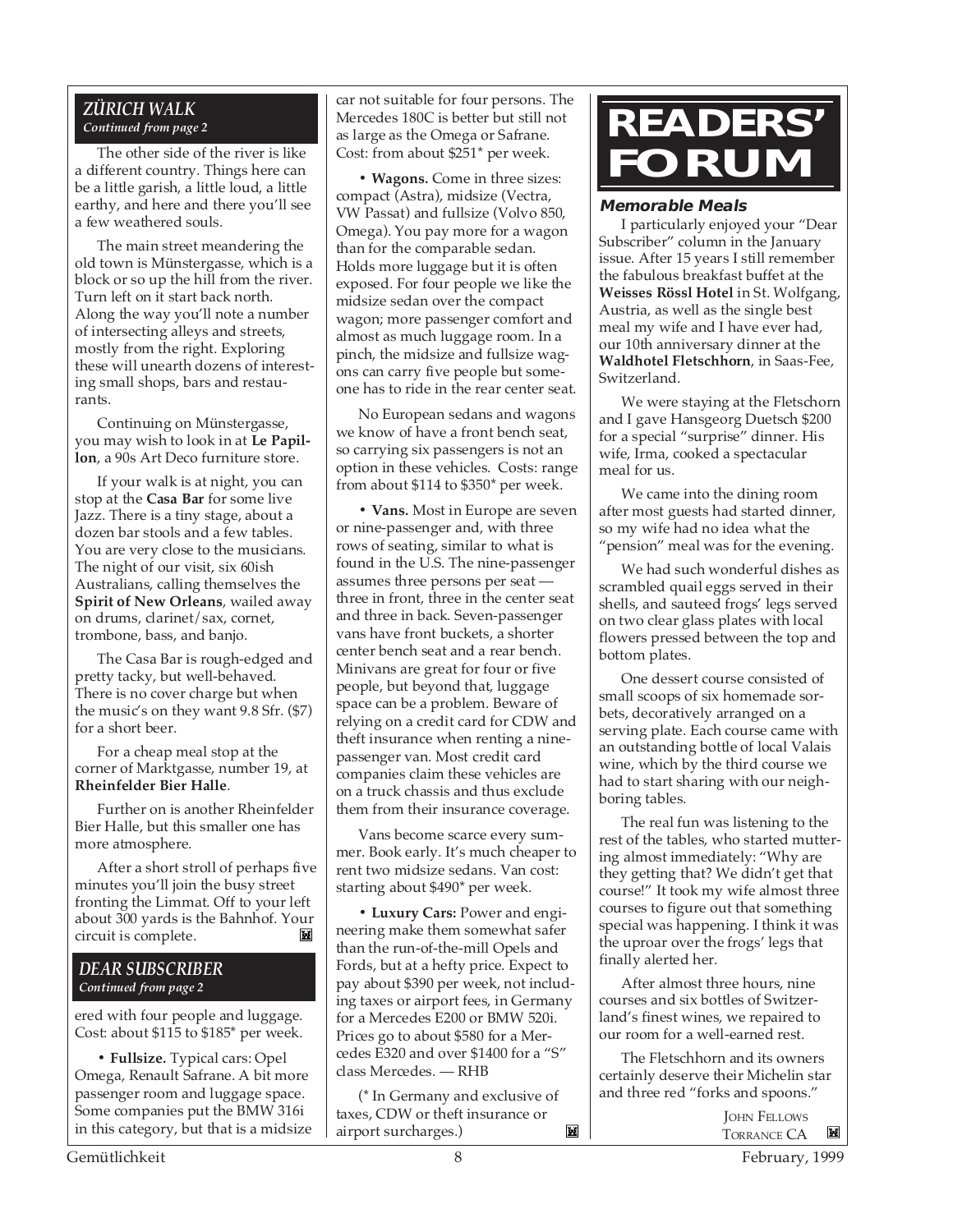## ZÜRICH WALK

*Continued from page 2*

The other side of the river is like a different country. Things here can be a little garish, a little loud, a little earthy, and here and there you'll see a few weathered souls.

The main street meandering the old town is Münstergasse, which is a block or so up the hill from the river. Turn left on it start back north. Along the way you'll note a number of intersecting alleys and streets, mostly from the right. Exploring these will unearth dozens of interesting small shops, bars and restaurants.

Continuing on Münstergasse, you may wish to look in at **Le Papillon**, a 90s Art Deco furniture store.

If your walk is at night, you can stop at the **Casa Bar** for some live Jazz. There is a tiny stage, about a dozen bar stools and a few tables. You are very close to the musicians. The night of our visit, six 60ish Australians, calling themselves the **Spirit of New Orleans**, wailed away on drums, clarinet/sax, cornet, trombone, bass, and banjo.

The Casa Bar is rough-edged and pretty tacky, but well-behaved. There is no cover charge but when the music's on they want 9.8 Sfr. ($7) for a short beer.

For a cheap meal stop at the corner of Marktgasse, number 19, at **Rheinfelder Bier Halle**.

Further on is another Rheinfelder Bier Halle, but this smaller one has more atmosphere.

After a short stroll of perhaps five minutes you'll join the busy street fronting the Limmat. Off to your left about 300 yards is the Bahnhof. Your circuit is complete.

## DEAR SUBSCRIBER

*Continued from page 2*

ered with four people and luggage. Cost: about $115 to $185* per week.

• **Fullsize.** Typical cars: Opel Omega, Renault Safrane. A bit more passenger room and luggage space. Some companies put the BMW 316i in this category, but that is a midsize car not suitable for four persons. The Mercedes 180C is better but still not as large as the Omega or Safrane. Cost: from about $251* per week.

• **Wagons.** Come in three sizes: compact (Astra), midsize (Vectra, VW Passat) and fullsize (Volvo 850, Omega). You pay more for a wagon than for the comparable sedan. Holds more luggage but it is often exposed. For four people we like the midsize sedan over the compact wagon; more passenger comfort and almost as much luggage room. In a pinch, the midsize and fullsize wagons can carry five people but someone has to ride in the rear center seat.

No European sedans and wagons we know of have a front bench seat, so carrying six passengers is not an option in these vehicles. Costs: range from about $114 to $350* per week.

• **Vans.** Most in Europe are seven or nine-passenger and, with three rows of seating, similar to what is found in the U.S. The nine-passenger assumes three persons per seat — three in front, three in the center seat and three in back. Seven-passenger vans have front buckets, a shorter center bench seat and a rear bench. Minivans are great for four or five people, but beyond that, luggage space can be a problem. Beware of relying on a credit card for CDW and theft insurance when renting a nine-passenger van. Most credit card companies claim these vehicles are on a truck chassis and thus exclude them from their insurance coverage.

Vans become scarce every summer. Book early. It's much cheaper to rent two midsize sedans. Van cost: starting about $490* per week.

• **Luxury Cars:** Power and engineering make them somewhat safer than the run-of-the-mill Opels and Fords, but at a hefty price. Expect to pay about $390 per week, not including taxes or airport fees, in Germany for a Mercedes E200 or BMW 520i. Prices go to about $580 for a Mercedes E320 and over $1400 for a "S" class Mercedes. — RHB

(* In Germany and exclusive of taxes, CDW or theft insurance or airport surcharges.)

# READERS' FORUM

### Memorable Meals

I particularly enjoyed your "Dear Subscriber" column in the January issue. After 15 years I still remember the fabulous breakfast buffet at the **Weisses Rössl Hotel** in St. Wolfgang, Austria, as well as the single best meal my wife and I have ever had, our 10th anniversary dinner at the **Waldhotel Fletschhorn**, in Saas-Fee, Switzerland.

We were staying at the Fletschorn and I gave Hansgeorg Duetsch $200 for a special "surprise" dinner. His wife, Irma, cooked a spectacular meal for us.

We came into the dining room after most guests had started dinner, so my wife had no idea what the "pension" meal was for the evening.

We had such wonderful dishes as scrambled quail eggs served in their shells, and sauteed frogs' legs served on two clear glass plates with local flowers pressed between the top and bottom plates.

One dessert course consisted of small scoops of six homemade sorbets, decoratively arranged on a serving plate. Each course came with an outstanding bottle of local Valais wine, which by the third course we had to start sharing with our neighboring tables.

The real fun was listening to the rest of the tables, who started muttering almost immediately: "Why are they getting that? We didn't get that course!" It took my wife almost three courses to figure out that something special was happening. I think it was the uproar over the frogs' legs that finally alerted her.

After almost three hours, nine courses and six bottles of Switzerland's finest wines, we repaired to our room for a well-earned rest.

The Fletschhorn and its owners certainly deserve their Michelin star and three red "forks and spoons."

JOHN FELLOWS
TORRANCE CA